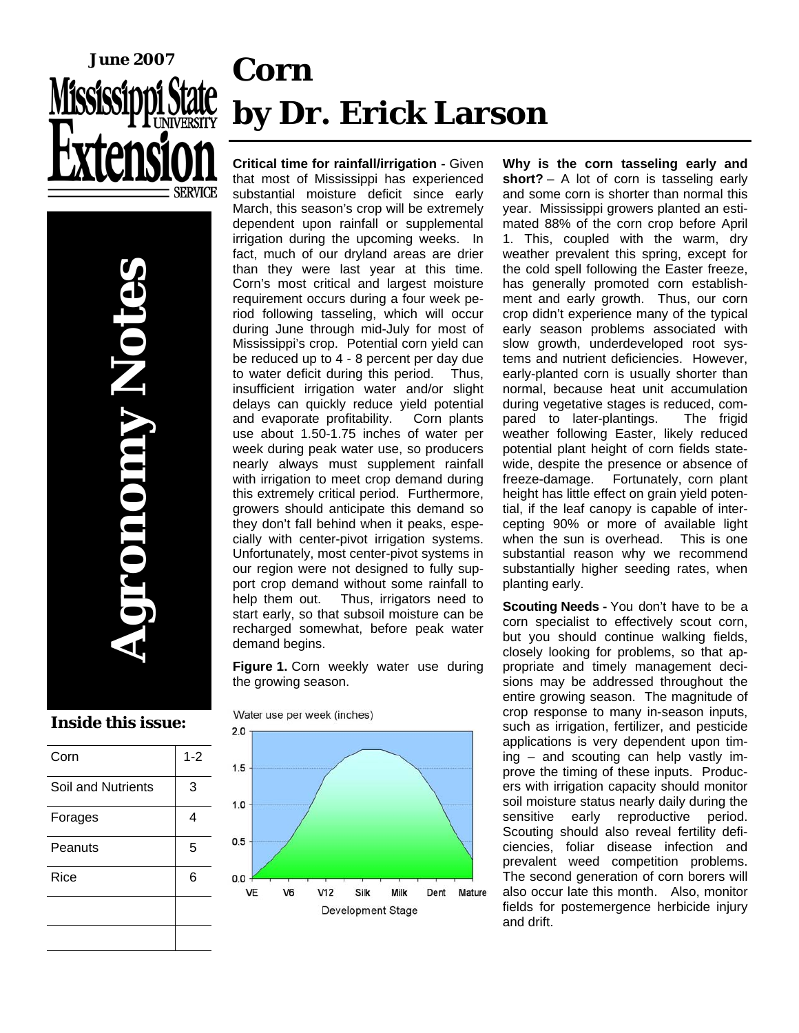June 2007

Mississippi State University Extension Service

# Agronomy Notes

**Inside this issue:**

| Corn | 1-2 |
|---|---|
| Soil and Nutrients | 3 |
| Forages | 4 |
| Peanuts | 5 |
| Rice | 6 |

# Corn
# by Dr. Erick Larson

**Critical time for rainfall/irrigation -** Given that most of Mississippi has experienced substantial moisture deficit since early March, this season's crop will be extremely dependent upon rainfall or supplemental irrigation during the upcoming weeks. In fact, much of our dryland areas are drier than they were last year at this time. Corn's most critical and largest moisture requirement occurs during a four week period following tasseling, which will occur during June through mid-July for most of Mississippi's crop. Potential corn yield can be reduced up to 4 - 8 percent per day due to water deficit during this period. Thus, insufficient irrigation water and/or slight delays can quickly reduce yield potential and evaporate profitability. Corn plants use about 1.50-1.75 inches of water per week during peak water use, so producers nearly always must supplement rainfall with irrigation to meet crop demand during this extremely critical period. Furthermore, growers should anticipate this demand so they don't fall behind when it peaks, especially with center-pivot irrigation systems. Unfortunately, most center-pivot systems in our region were not designed to fully support crop demand without some rainfall to help them out. Thus, irrigators need to start early, so that subsoil moisture can be recharged somewhat, before peak water demand begins.

**Figure 1.** Corn weekly water use during the growing season.

**Why is the corn tasseling early and short?** – A lot of corn is tasseling early and some corn is shorter than normal this year. Mississippi growers planted an estimated 88% of the corn crop before April 1. This, coupled with the warm, dry weather prevalent this spring, except for the cold spell following the Easter freeze, has generally promoted corn establishment and early growth. Thus, our corn crop didn't experience many of the typical early season problems associated with slow growth, underdeveloped root systems and nutrient deficiencies. However, early-planted corn is usually shorter than normal, because heat unit accumulation during vegetative stages is reduced, compared to later-plantings. The frigid weather following Easter, likely reduced potential plant height of corn fields statewide, despite the presence or absence of freeze-damage. Fortunately, corn plant height has little effect on grain yield potential, if the leaf canopy is capable of intercepting 90% or more of available light when the sun is overhead. This is one substantial reason why we recommend substantially higher seeding rates, when planting early.

**Scouting Needs -** You don't have to be a corn specialist to effectively scout corn, but you should continue walking fields, closely looking for problems, so that appropriate and timely management decisions may be addressed throughout the entire growing season. The magnitude of crop response to many in-season inputs, such as irrigation, fertilizer, and pesticide applications is very dependent upon timing – and scouting can help vastly improve the timing of these inputs. Producers with irrigation capacity should monitor soil moisture status nearly daily during the sensitive early reproductive period. Scouting should also reveal fertility deficiencies, foliar disease infection and prevalent weed competition problems. The second generation of corn borers will also occur late this month. Also, monitor fields for postemergence herbicide injury and drift.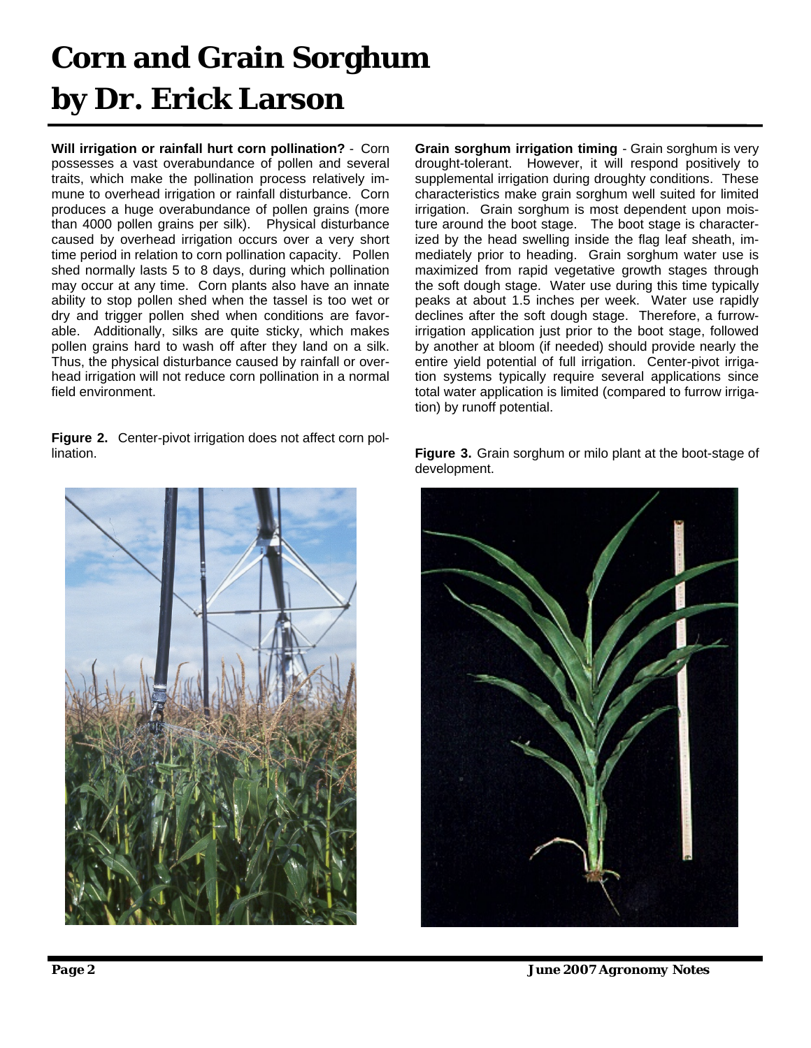# Corn and Grain Sorghum by Dr. Erick Larson

**Will irrigation or rainfall hurt corn pollination?** - Corn possesses a vast overabundance of pollen and several traits, which make the pollination process relatively immune to overhead irrigation or rainfall disturbance. Corn produces a huge overabundance of pollen grains (more than 4000 pollen grains per silk). Physical disturbance caused by overhead irrigation occurs over a very short time period in relation to corn pollination capacity. Pollen shed normally lasts 5 to 8 days, during which pollination may occur at any time. Corn plants also have an innate ability to stop pollen shed when the tassel is too wet or dry and trigger pollen shed when conditions are favorable. Additionally, silks are quite sticky, which makes pollen grains hard to wash off after they land on a silk. Thus, the physical disturbance caused by rainfall or overhead irrigation will not reduce corn pollination in a normal field environment.

**Figure 2.** Center-pivot irrigation does not affect corn pollination.

**Grain sorghum irrigation timing** - Grain sorghum is very drought-tolerant. However, it will respond positively to supplemental irrigation during droughty conditions. These characteristics make grain sorghum well suited for limited irrigation. Grain sorghum is most dependent upon moisture around the boot stage. The boot stage is characterized by the head swelling inside the flag leaf sheath, immediately prior to heading. Grain sorghum water use is maximized from rapid vegetative growth stages through the soft dough stage. Water use during this time typically peaks at about 1.5 inches per week. Water use rapidly declines after the soft dough stage. Therefore, a furrow-irrigation application just prior to the boot stage, followed by another at bloom (if needed) should provide nearly the entire yield potential of full irrigation. Center-pivot irrigation systems typically require several applications since total water application is limited (compared to furrow irrigation) by runoff potential.

**Figure 3.** Grain sorghum or milo plant at the boot-stage of development.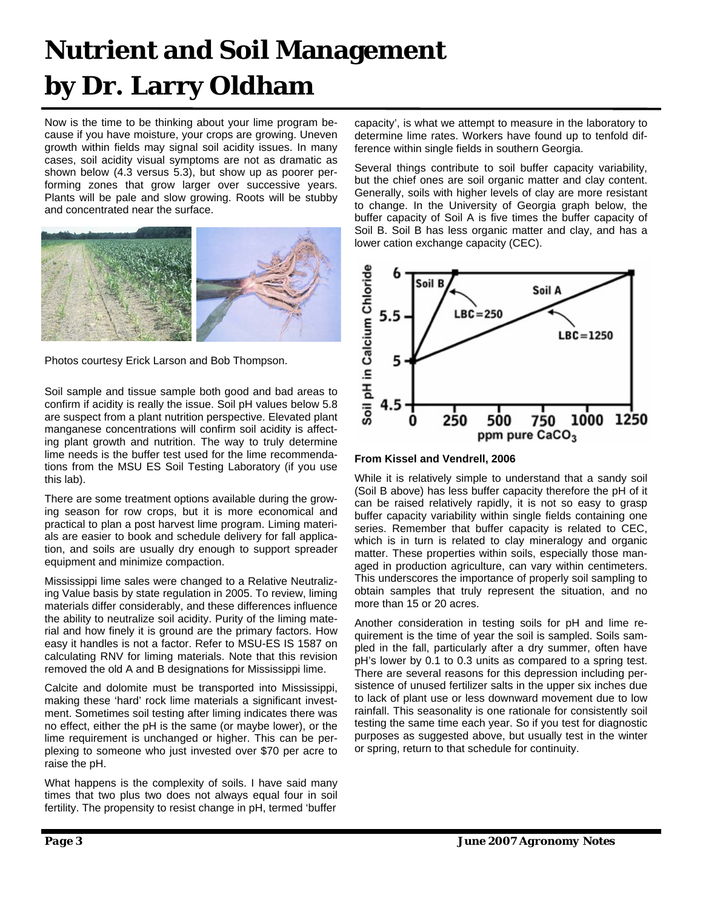# Nutrient and Soil Management by Dr. Larry Oldham

Now is the time to be thinking about your lime program because if you have moisture, your crops are growing. Uneven growth within fields may signal soil acidity issues. In many cases, soil acidity visual symptoms are not as dramatic as shown below (4.3 versus 5.3), but show up as poorer performing zones that grow larger over successive years. Plants will be pale and slow growing. Roots will be stubby and concentrated near the surface.

Photos courtesy Erick Larson and Bob Thompson.

Soil sample and tissue sample both good and bad areas to confirm if acidity is really the issue. Soil pH values below 5.8 are suspect from a plant nutrition perspective. Elevated plant manganese concentrations will confirm soil acidity is affecting plant growth and nutrition. The way to truly determine lime needs is the buffer test used for the lime recommendations from the MSU ES Soil Testing Laboratory (if you use this lab).

There are some treatment options available during the growing season for row crops, but it is more economical and practical to plan a post harvest lime program. Liming materials are easier to book and schedule delivery for fall application, and soils are usually dry enough to support spreader equipment and minimize compaction.

Mississippi lime sales were changed to a Relative Neutralizing Value basis by state regulation in 2005. To review, liming materials differ considerably, and these differences influence the ability to neutralize soil acidity. Purity of the liming material and how finely it is ground are the primary factors. How easy it handles is not a factor. Refer to MSU-ES IS 1587 on calculating RNV for liming materials. Note that this revision removed the old A and B designations for Mississippi lime.

Calcite and dolomite must be transported into Mississippi, making these 'hard' rock lime materials a significant investment. Sometimes soil testing after liming indicates there was no effect, either the pH is the same (or maybe lower), or the lime requirement is unchanged or higher. This can be perplexing to someone who just invested over $70 per acre to raise the pH.

What happens is the complexity of soils. I have said many times that two plus two does not always equal four in soil fertility. The propensity to resist change in pH, termed 'buffer capacity', is what we attempt to measure in the laboratory to determine lime rates. Workers have found up to tenfold difference within single fields in southern Georgia.

Several things contribute to soil buffer capacity variability, but the chief ones are soil organic matter and clay content. Generally, soils with higher levels of clay are more resistant to change. In the University of Georgia graph below, the buffer capacity of Soil A is five times the buffer capacity of Soil B. Soil B has less organic matter and clay, and has a lower cation exchange capacity (CEC).

**From Kissel and Vendrell, 2006**

While it is relatively simple to understand that a sandy soil (Soil B above) has less buffer capacity therefore the pH of it can be raised relatively rapidly, it is not so easy to grasp buffer capacity variability within single fields containing one series. Remember that buffer capacity is related to CEC, which is in turn is related to clay mineralogy and organic matter. These properties within soils, especially those managed in production agriculture, can vary within centimeters. This underscores the importance of properly soil sampling to obtain samples that truly represent the situation, and no more than 15 or 20 acres.

Another consideration in testing soils for pH and lime requirement is the time of year the soil is sampled. Soils sampled in the fall, particularly after a dry summer, often have pH's lower by 0.1 to 0.3 units as compared to a spring test. There are several reasons for this depression including persistence of unused fertilizer salts in the upper six inches due to lack of plant use or less downward movement due to low rainfall. This seasonality is one rationale for consistently soil testing the same time each year. So if you test for diagnostic purposes as suggested above, but usually test in the winter or spring, return to that schedule for continuity.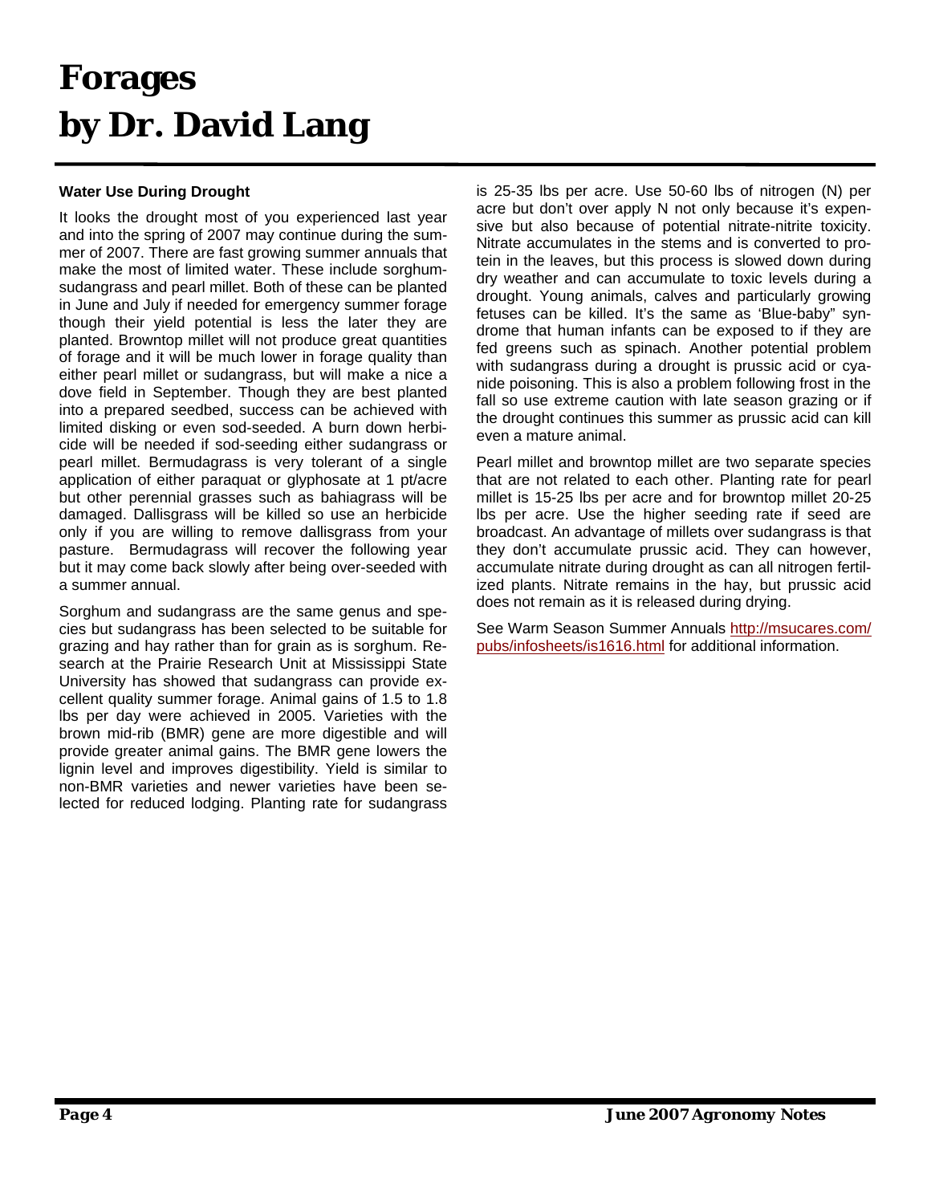# Forages
# by Dr. David Lang

### Water Use During Drought

It looks the drought most of you experienced last year and into the spring of 2007 may continue during the summer of 2007. There are fast growing summer annuals that make the most of limited water. These include sorghum-sudangrass and pearl millet. Both of these can be planted in June and July if needed for emergency summer forage though their yield potential is less the later they are planted. Browntop millet will not produce great quantities of forage and it will be much lower in forage quality than either pearl millet or sudangrass, but will make a nice a dove field in September. Though they are best planted into a prepared seedbed, success can be achieved with limited disking or even sod-seeded. A burn down herbicide will be needed if sod-seeding either sudangrass or pearl millet. Bermudagrass is very tolerant of a single application of either paraquat or glyphosate at 1 pt/acre but other perennial grasses such as bahiagrass will be damaged. Dallisgrass will be killed so use an herbicide only if you are willing to remove dallisgrass from your pasture. Bermudagrass will recover the following year but it may come back slowly after being over-seeded with a summer annual.

Sorghum and sudangrass are the same genus and species but sudangrass has been selected to be suitable for grazing and hay rather than for grain as is sorghum. Research at the Prairie Research Unit at Mississippi State University has showed that sudangrass can provide excellent quality summer forage. Animal gains of 1.5 to 1.8 lbs per day were achieved in 2005. Varieties with the brown mid-rib (BMR) gene are more digestible and will provide greater animal gains. The BMR gene lowers the lignin level and improves digestibility. Yield is similar to non-BMR varieties and newer varieties have been selected for reduced lodging. Planting rate for sudangrass is 25-35 lbs per acre. Use 50-60 lbs of nitrogen (N) per acre but don't over apply N not only because it's expensive but also because of potential nitrate-nitrite toxicity. Nitrate accumulates in the stems and is converted to protein in the leaves, but this process is slowed down during dry weather and can accumulate to toxic levels during a drought. Young animals, calves and particularly growing fetuses can be killed. It's the same as 'Blue-baby" syndrome that human infants can be exposed to if they are fed greens such as spinach. Another potential problem with sudangrass during a drought is prussic acid or cyanide poisoning. This is also a problem following frost in the fall so use extreme caution with late season grazing or if the drought continues this summer as prussic acid can kill even a mature animal.

Pearl millet and browntop millet are two separate species that are not related to each other. Planting rate for pearl millet is 15-25 lbs per acre and for browntop millet 20-25 lbs per acre. Use the higher seeding rate if seed are broadcast. An advantage of millets over sudangrass is that they don't accumulate prussic acid. They can however, accumulate nitrate during drought as can all nitrogen fertilized plants. Nitrate remains in the hay, but prussic acid does not remain as it is released during drying.

See Warm Season Summer Annuals http://msucares.com/pubs/infosheets/is1616.html for additional information.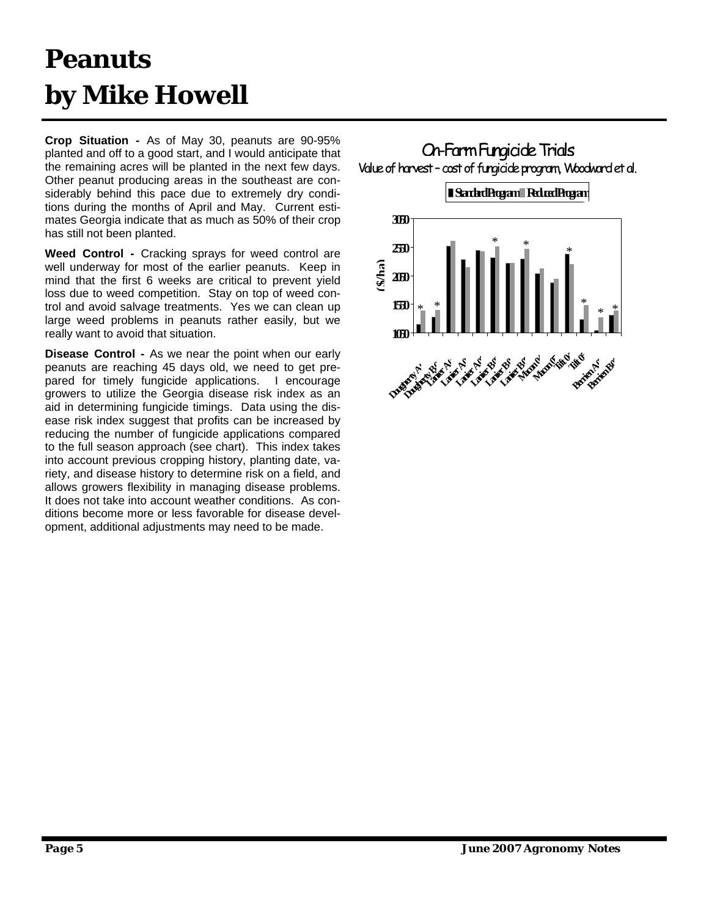# Peanuts
# by Mike Howell

**Crop Situation -** As of May 30, peanuts are 90-95% planted and off to a good start, and I would anticipate that the remaining acres will be planted in the next few days. Other peanut producing areas in the southeast are considerably behind this pace due to extremely dry conditions during the months of April and May. Current estimates Georgia indicate that as much as 50% of their crop has still not been planted.

**Weed Control -** Cracking sprays for weed control are well underway for most of the earlier peanuts. Keep in mind that the first 6 weeks are critical to prevent yield loss due to weed competition. Stay on top of weed control and avoid salvage treatments. Yes we can clean up large weed problems in peanuts rather easily, but we really want to avoid that situation.

**Disease Control -** As we near the point when our early peanuts are reaching 45 days old, we need to get prepared for timely fungicide applications. I encourage growers to utilize the Georgia disease risk index as an aid in determining fungicide timings. Data using the disease risk index suggest that profits can be increased by reducing the number of fungicide applications compared to the full season approach (see chart). This index takes into account previous cropping history, planting date, variety, and disease history to determine risk on a field, and allows growers flexibility in managing disease problems. It does not take into account weather conditions. As conditions become more or less favorable for disease development, additional adjustments may need to be made.

On-Farm Fungicide Trials

Value of harvest – cost of fungicide program, Woodward et al.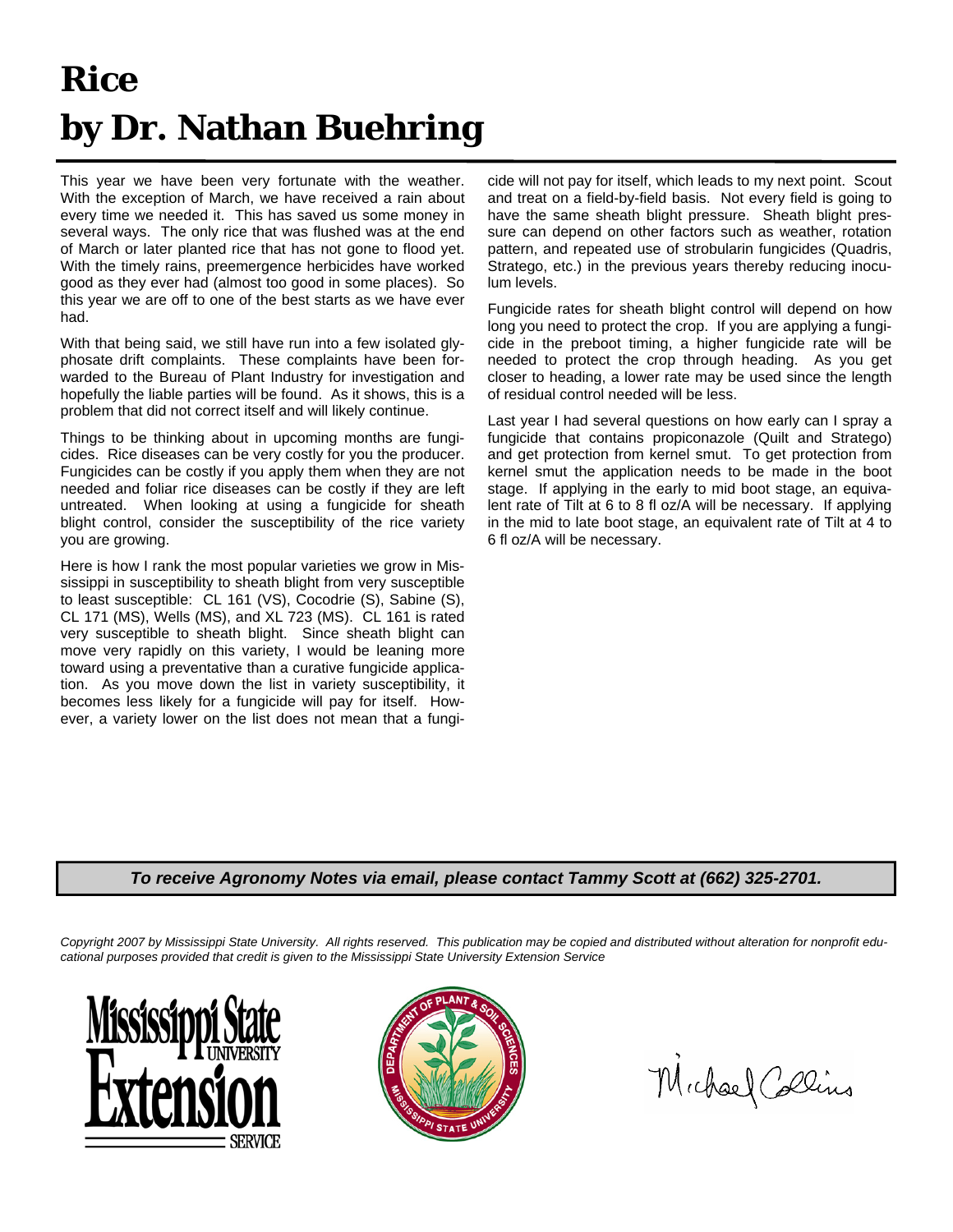# Rice
# by Dr. Nathan Buehring

This year we have been very fortunate with the weather. With the exception of March, we have received a rain about every time we needed it. This has saved us some money in several ways. The only rice that was flushed was at the end of March or later planted rice that has not gone to flood yet. With the timely rains, preemergence herbicides have worked good as they ever had (almost too good in some places). So this year we are off to one of the best starts as we have ever had.

With that being said, we still have run into a few isolated glyphosate drift complaints. These complaints have been forwarded to the Bureau of Plant Industry for investigation and hopefully the liable parties will be found. As it shows, this is a problem that did not correct itself and will likely continue.

Things to be thinking about in upcoming months are fungicides. Rice diseases can be very costly for you the producer. Fungicides can be costly if you apply them when they are not needed and foliar rice diseases can be costly if they are left untreated. When looking at using a fungicide for sheath blight control, consider the susceptibility of the rice variety you are growing.

Here is how I rank the most popular varieties we grow in Mississippi in susceptibility to sheath blight from very susceptible to least susceptible: CL 161 (VS), Cocodrie (S), Sabine (S), CL 171 (MS), Wells (MS), and XL 723 (MS). CL 161 is rated very susceptible to sheath blight. Since sheath blight can move very rapidly on this variety, I would be leaning more toward using a preventative than a curative fungicide application. As you move down the list in variety susceptibility, it becomes less likely for a fungicide will pay for itself. However, a variety lower on the list does not mean that a fungicide will not pay for itself, which leads to my next point. Scout and treat on a field-by-field basis. Not every field is going to have the same sheath blight pressure. Sheath blight pressure can depend on other factors such as weather, rotation pattern, and repeated use of strobularin fungicides (Quadris, Stratego, etc.) in the previous years thereby reducing inoculum levels.

Fungicide rates for sheath blight control will depend on how long you need to protect the crop. If you are applying a fungicide in the preboot timing, a higher fungicide rate will be needed to protect the crop through heading. As you get closer to heading, a lower rate may be used since the length of residual control needed will be less.

Last year I had several questions on how early can I spray a fungicide that contains propiconazole (Quilt and Stratego) and get protection from kernel smut. To get protection from kernel smut the application needs to be made in the boot stage. If applying in the early to mid boot stage, an equivalent rate of Tilt at 6 to 8 fl oz/A will be necessary. If applying in the mid to late boot stage, an equivalent rate of Tilt at 4 to 6 fl oz/A will be necessary.

***To receive Agronomy Notes via email, please contact Tammy Scott at (662) 325-2701.***

*Copyright 2007 by Mississippi State University. All rights reserved. This publication may be copied and distributed without alteration for nonprofit educational purposes provided that credit is given to the Mississippi State University Extension Service*

Mississippi State University Extension Service

Department of Plant & Soil Sciences, Mississippi State University

Michael Collins